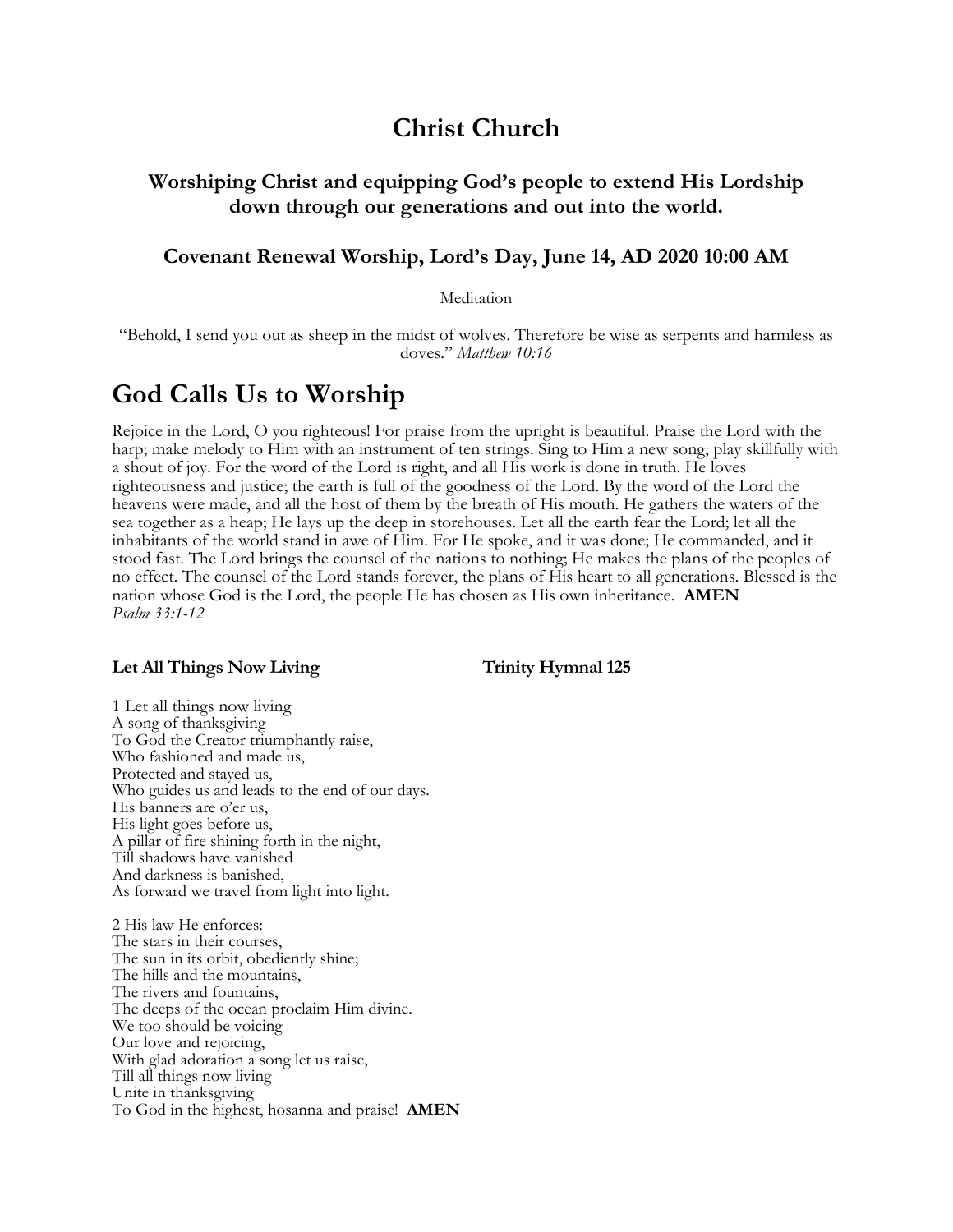# Christ Church

### Worshiping Christ and equipping God's people to extend His Lordship down through our generations and out into the world.

### Covenant Renewal Worship, Lord's Day, June 14, AD 2020 10:00 AM

Meditation

"Behold, I send you out as sheep in the midst of wolves. Therefore be wise as serpents and harmless as doves." *Matthew 10:16*

## God Calls Us to Worship

Rejoice in the Lord, O you righteous! For praise from the upright is beautiful. Praise the Lord with the harp; make melody to Him with an instrument of ten strings. Sing to Him a new song; play skillfully with a shout of joy. For the word of the Lord is right, and all His work is done in truth. He loves righteousness and justice; the earth is full of the goodness of the Lord. By the word of the Lord the heavens were made, and all the host of them by the breath of His mouth. He gathers the waters of the sea together as a heap; He lays up the deep in storehouses. Let all the earth fear the Lord; let all the inhabitants of the world stand in awe of Him. For He spoke, and it was done; He commanded, and it stood fast. The Lord brings the counsel of the nations to nothing; He makes the plans of the peoples of no effect. The counsel of the Lord stands forever, the plans of His heart to all generations. Blessed is the nation whose God is the Lord, the people He has chosen as His own inheritance. **AMEN**
*Psalm 33:1-12*

**Let All Things Now Living** **Trinity Hymnal 125**

1 Let all things now living
A song of thanksgiving
To God the Creator triumphantly raise,
Who fashioned and made us,
Protected and stayed us,
Who guides us and leads to the end of our days.
His banners are o'er us,
His light goes before us,
A pillar of fire shining forth in the night,
Till shadows have vanished
And darkness is banished,
As forward we travel from light into light.

2 His law He enforces:
The stars in their courses,
The sun in its orbit, obediently shine;
The hills and the mountains,
The rivers and fountains,
The deeps of the ocean proclaim Him divine.
We too should be voicing
Our love and rejoicing,
With glad adoration a song let us raise,
Till all things now living
Unite in thanksgiving
To God in the highest, hosanna and praise! **AMEN**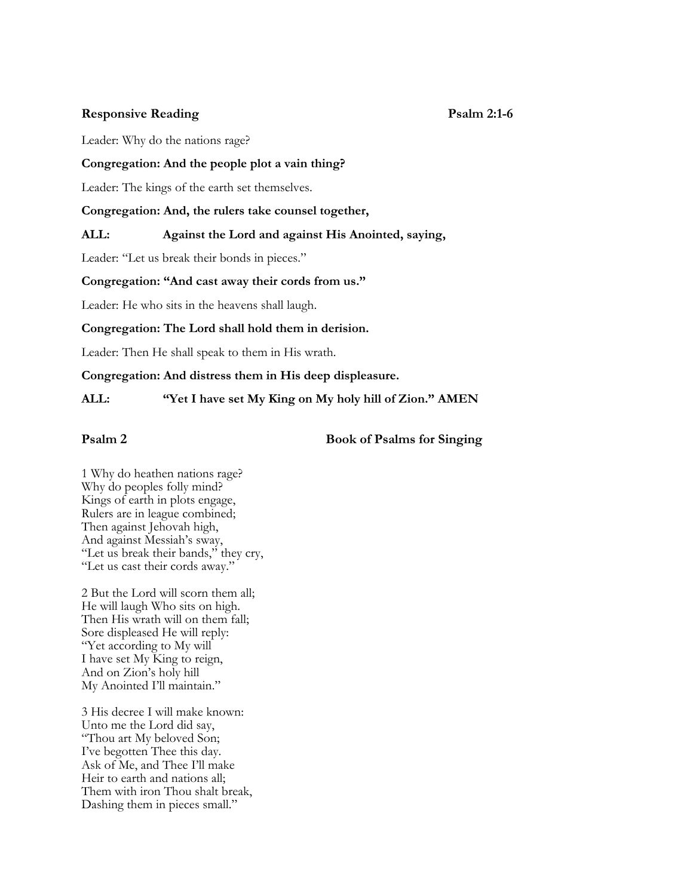**Responsive Reading** **Psalm 2:1-6**

Leader: Why do the nations rage?

**Congregation: And the people plot a vain thing?**

Leader: The kings of the earth set themselves.

**Congregation: And, the rulers take counsel together,**

**ALL: Against the Lord and against His Anointed, saying,**

Leader: "Let us break their bonds in pieces."

**Congregation: "And cast away their cords from us."**

Leader: He who sits in the heavens shall laugh.

**Congregation: The Lord shall hold them in derision.**

Leader: Then He shall speak to them in His wrath.

**Congregation: And distress them in His deep displeasure.**

**ALL: "Yet I have set My King on My holy hill of Zion." AMEN**

**Psalm 2** **Book of Psalms for Singing**

1 Why do heathen nations rage?
Why do peoples folly mind?
Kings of earth in plots engage,
Rulers are in league combined;
Then against Jehovah high,
And against Messiah's sway,
"Let us break their bands," they cry,
"Let us cast their cords away."

2 But the Lord will scorn them all;
He will laugh Who sits on high.
Then His wrath will on them fall;
Sore displeased He will reply:
"Yet according to My will
I have set My King to reign,
And on Zion's holy hill
My Anointed I'll maintain."

3 His decree I will make known:
Unto me the Lord did say,
"Thou art My beloved Son;
I've begotten Thee this day.
Ask of Me, and Thee I'll make
Heir to earth and nations all;
Them with iron Thou shalt break,
Dashing them in pieces small."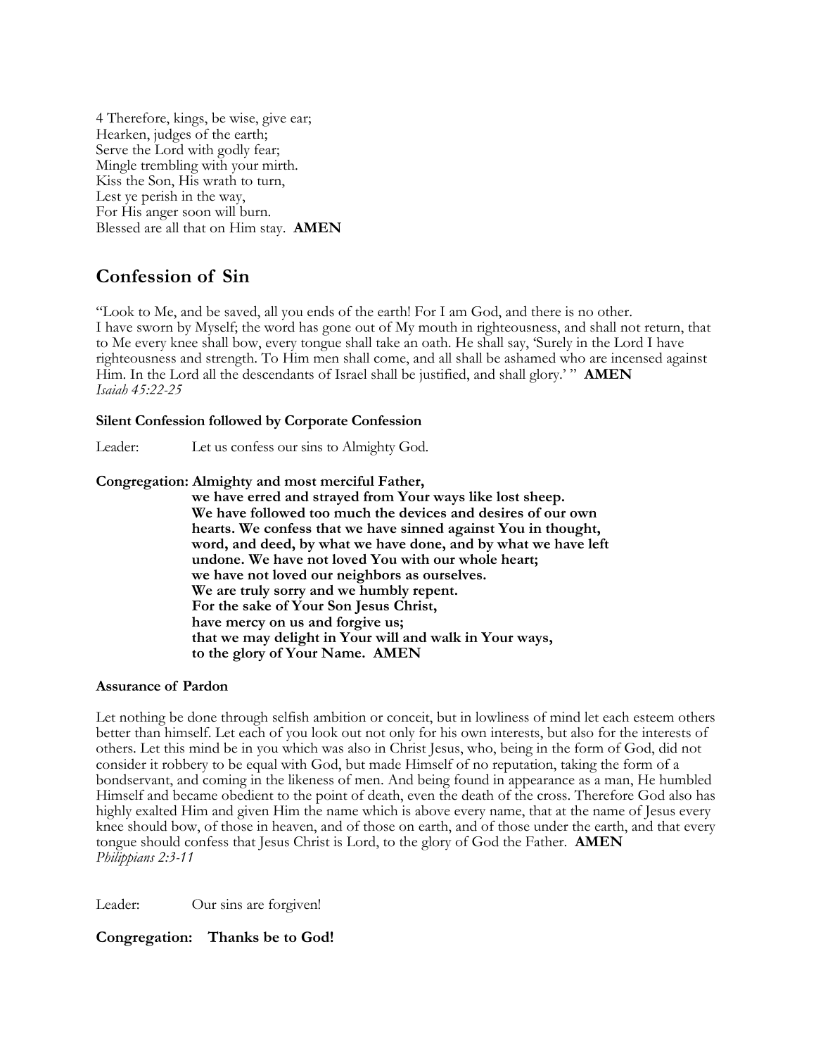4 Therefore, kings, be wise, give ear;
Hearken, judges of the earth;
Serve the Lord with godly fear;
Mingle trembling with your mirth.
Kiss the Son, His wrath to turn,
Lest ye perish in the way,
For His anger soon will burn.
Blessed are all that on Him stay. **AMEN**

## Confession of Sin

"Look to Me, and be saved, all you ends of the earth! For I am God, and there is no other.
I have sworn by Myself; the word has gone out of My mouth in righteousness, and shall not return, that to Me every knee shall bow, every tongue shall take an oath. He shall say, 'Surely in the Lord I have righteousness and strength. To Him men shall come, and all shall be ashamed who are incensed against Him. In the Lord all the descendants of Israel shall be justified, and shall glory.' " **AMEN**
*Isaiah 45:22-25*

**Silent Confession followed by Corporate Confession**

Leader: Let us confess our sins to Almighty God.

**Congregation: Almighty and most merciful Father,
we have erred and strayed from Your ways like lost sheep.
We have followed too much the devices and desires of our own hearts. We confess that we have sinned against You in thought, word, and deed, by what we have done, and by what we have left undone. We have not loved You with our whole heart;
we have not loved our neighbors as ourselves.
We are truly sorry and we humbly repent.
For the sake of Your Son Jesus Christ,
have mercy on us and forgive us;
that we may delight in Your will and walk in Your ways,
to the glory of Your Name. AMEN**

**Assurance of Pardon**

Let nothing be done through selfish ambition or conceit, but in lowliness of mind let each esteem others better than himself. Let each of you look out not only for his own interests, but also for the interests of others. Let this mind be in you which was also in Christ Jesus, who, being in the form of God, did not consider it robbery to be equal with God, but made Himself of no reputation, taking the form of a bondservant, and coming in the likeness of men. And being found in appearance as a man, He humbled Himself and became obedient to the point of death, even the death of the cross. Therefore God also has highly exalted Him and given Him the name which is above every name, that at the name of Jesus every knee should bow, of those in heaven, and of those on earth, and of those under the earth, and that every tongue should confess that Jesus Christ is Lord, to the glory of God the Father. **AMEN**
*Philippians 2:3-11*

Leader: Our sins are forgiven!

**Congregation: Thanks be to God!**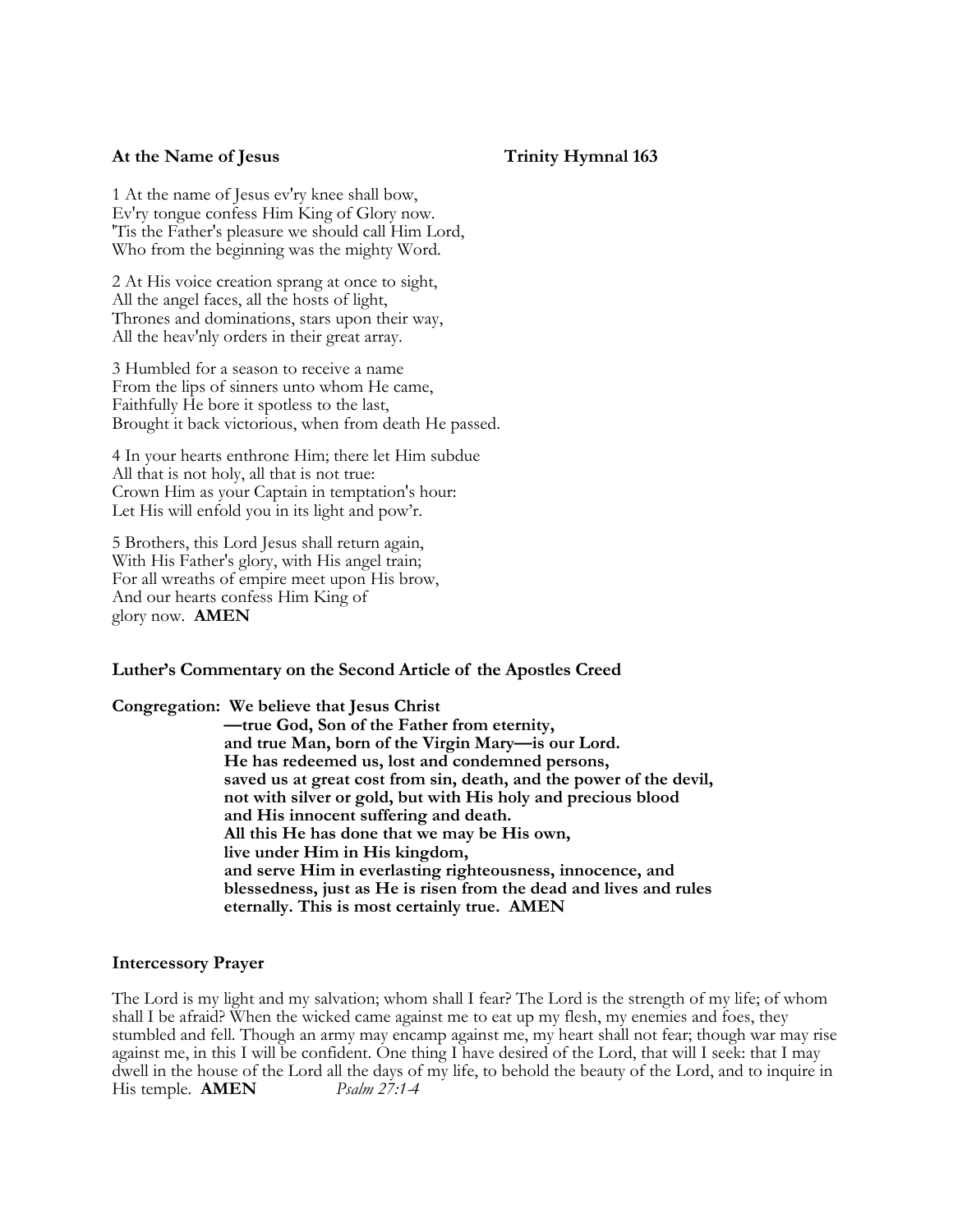**At the Name of Jesus** **Trinity Hymnal 163**

1 At the name of Jesus ev'ry knee shall bow,
Ev'ry tongue confess Him King of Glory now.
'Tis the Father's pleasure we should call Him Lord,
Who from the beginning was the mighty Word.

2 At His voice creation sprang at once to sight,
All the angel faces, all the hosts of light,
Thrones and dominations, stars upon their way,
All the heav'nly orders in their great array.

3 Humbled for a season to receive a name
From the lips of sinners unto whom He came,
Faithfully He bore it spotless to the last,
Brought it back victorious, when from death He passed.

4 In your hearts enthrone Him; there let Him subdue
All that is not holy, all that is not true:
Crown Him as your Captain in temptation's hour:
Let His will enfold you in its light and pow'r.

5 Brothers, this Lord Jesus shall return again,
With His Father's glory, with His angel train;
For all wreaths of empire meet upon His brow,
And our hearts confess Him King of
glory now. **AMEN**

**Luther's Commentary on the Second Article of the Apostles Creed**

**Congregation: We believe that Jesus Christ**
**—true God, Son of the Father from eternity,**
**and true Man, born of the Virgin Mary—is our Lord.**
**He has redeemed us, lost and condemned persons,**
**saved us at great cost from sin, death, and the power of the devil,**
**not with silver or gold, but with His holy and precious blood**
**and His innocent suffering and death.**
**All this He has done that we may be His own,**
**live under Him in His kingdom,**
**and serve Him in everlasting righteousness, innocence, and blessedness, just as He is risen from the dead and lives and rules eternally. This is most certainly true. AMEN**

**Intercessory Prayer**

The Lord is my light and my salvation; whom shall I fear? The Lord is the strength of my life; of whom shall I be afraid? When the wicked came against me to eat up my flesh, my enemies and foes, they stumbled and fell. Though an army may encamp against me, my heart shall not fear; though war may rise against me, in this I will be confident. One thing I have desired of the Lord, that will I seek: that I may dwell in the house of the Lord all the days of my life, to behold the beauty of the Lord, and to inquire in His temple. **AMEN** *Psalm 27:1-4*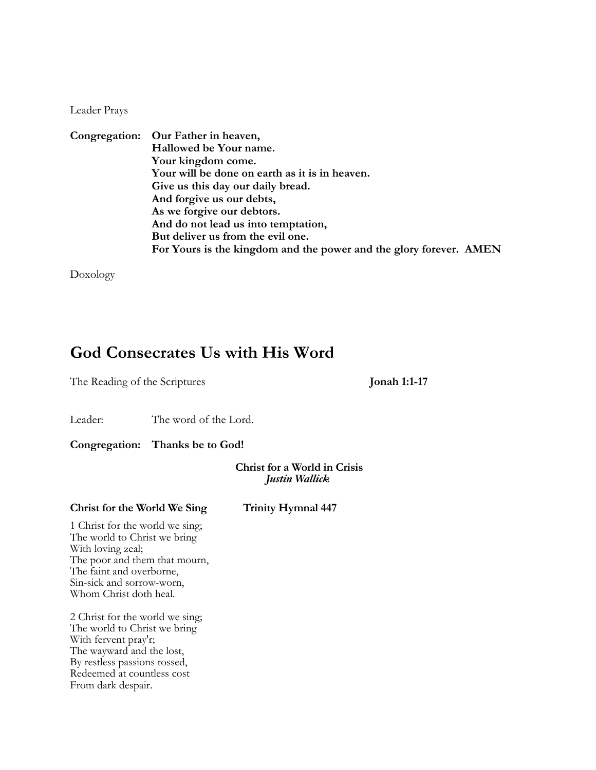Leader Prays

**Congregation:** **Our Father in heaven,**
**Hallowed be Your name.**
**Your kingdom come.**
**Your will be done on earth as it is in heaven.**
**Give us this day our daily bread.**
**And forgive us our debts,**
**As we forgive our debtors.**
**And do not lead us into temptation,**
**But deliver us from the evil one.**
**For Yours is the kingdom and the power and the glory forever. AMEN**

Doxology

## God Consecrates Us with His Word

The Reading of the Scriptures **Jonah 1:1-17**

Leader: The word of the Lord.

**Congregation: Thanks be to God!**

**Christ for a World in Crisis**
***Justin Wallick***

**Christ for the World We Sing** **Trinity Hymnal 447**

1 Christ for the world we sing;
The world to Christ we bring
With loving zeal;
The poor and them that mourn,
The faint and overborne,
Sin-sick and sorrow-worn,
Whom Christ doth heal.

2 Christ for the world we sing;
The world to Christ we bring
With fervent pray'r;
The wayward and the lost,
By restless passions tossed,
Redeemed at countless cost
From dark despair.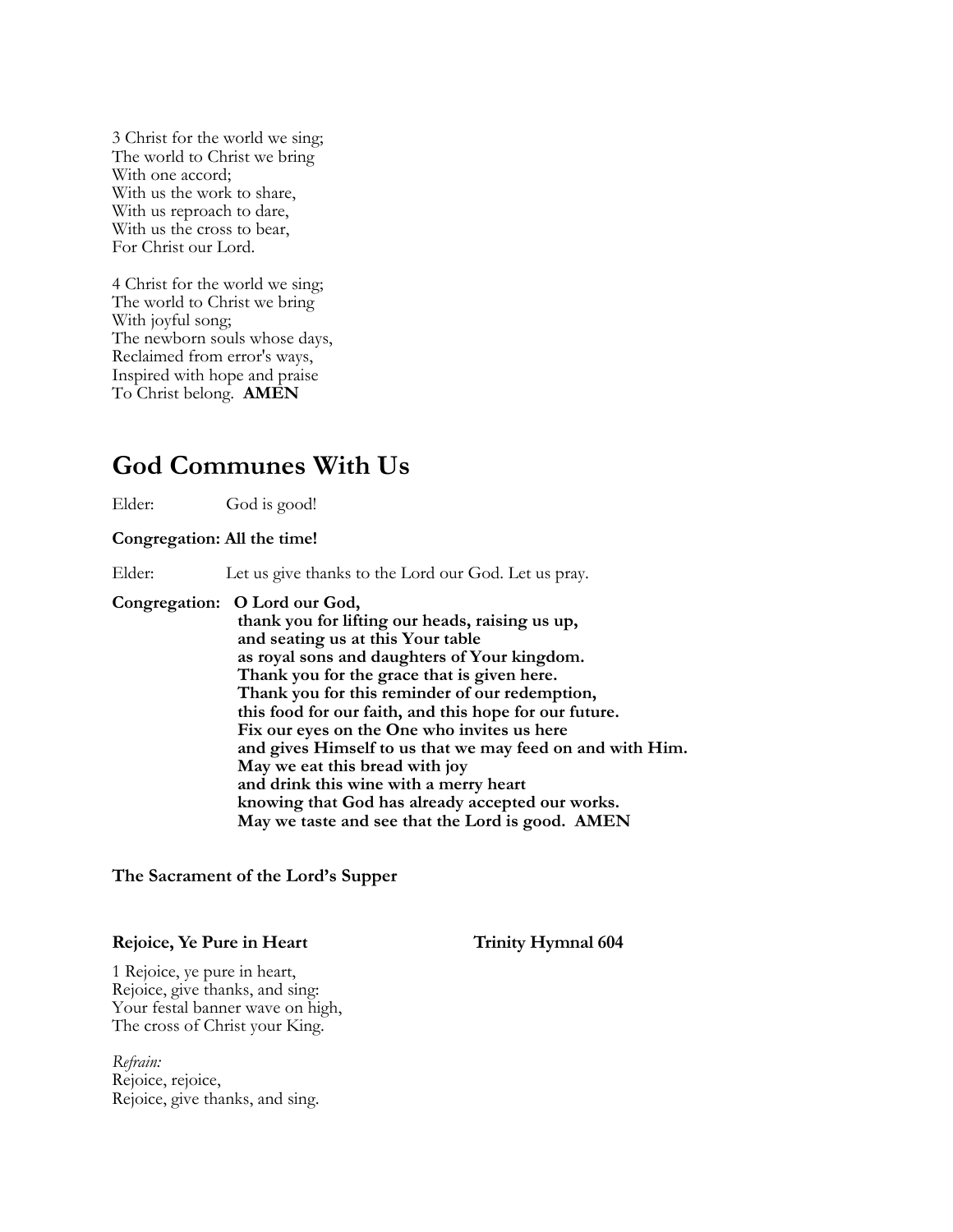3 Christ for the world we sing;
The world to Christ we bring
With one accord;
With us the work to share,
With us reproach to dare,
With us the cross to bear,
For Christ our Lord.

4 Christ for the world we sing;
The world to Christ we bring
With joyful song;
The newborn souls whose days,
Reclaimed from error's ways,
Inspired with hope and praise
To Christ belong. **AMEN**

## God Communes With Us

Elder: God is good!

**Congregation: All the time!**

Elder: Let us give thanks to the Lord our God. Let us pray.

**Congregation: O Lord our God,**
**thank you for lifting our heads, raising us up,**
**and seating us at this Your table**
**as royal sons and daughters of Your kingdom.**
**Thank you for the grace that is given here.**
**Thank you for this reminder of our redemption,**
**this food for our faith, and this hope for our future.**
**Fix our eyes on the One who invites us here**
**and gives Himself to us that we may feed on and with Him.**
**May we eat this bread with joy**
**and drink this wine with a merry heart**
**knowing that God has already accepted our works.**
**May we taste and see that the Lord is good. AMEN**

**The Sacrament of the Lord's Supper**

**Rejoice, Ye Pure in Heart** **Trinity Hymnal 604**

1 Rejoice, ye pure in heart,
Rejoice, give thanks, and sing:
Your festal banner wave on high,
The cross of Christ your King.

*Refrain:*
Rejoice, rejoice,
Rejoice, give thanks, and sing.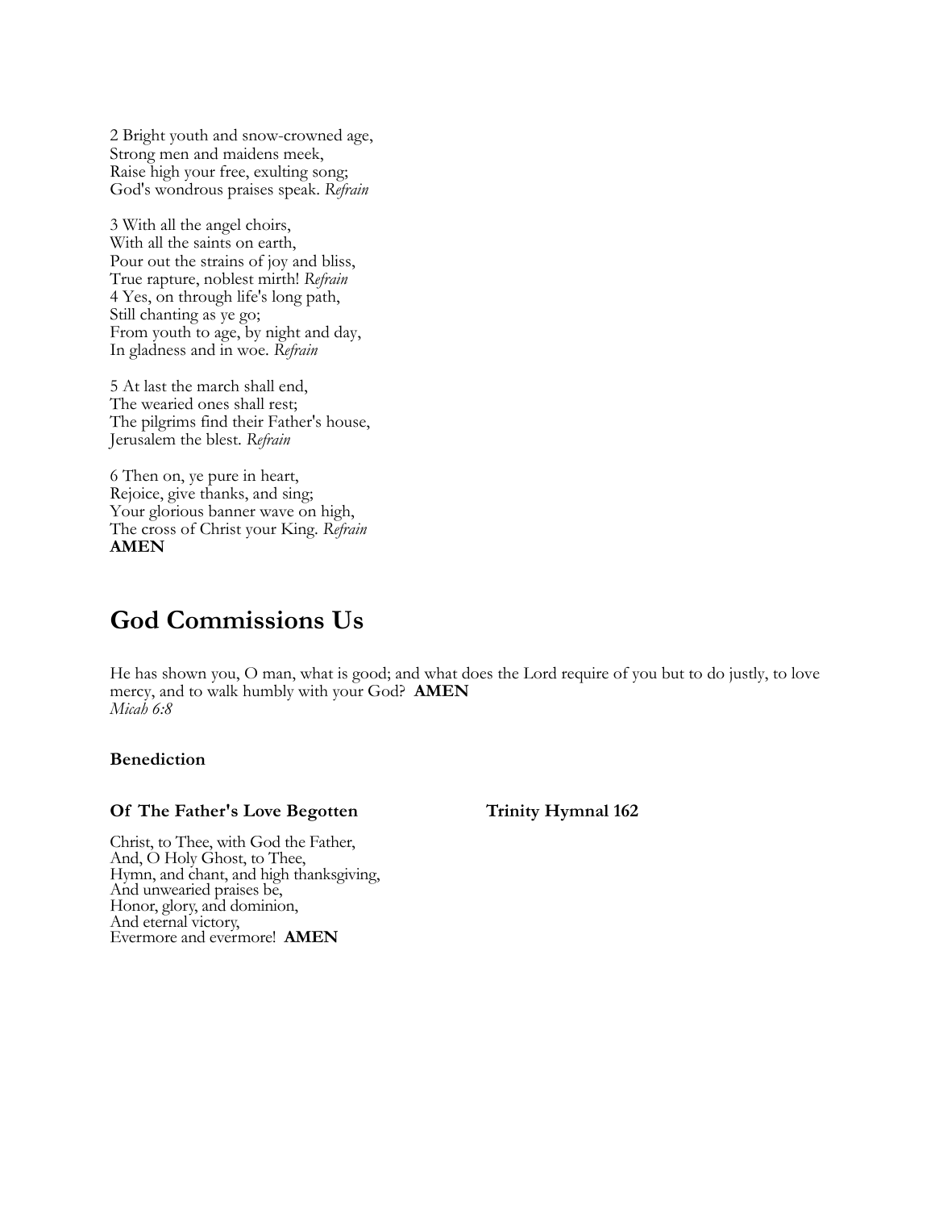2 Bright youth and snow-crowned age,
Strong men and maidens meek,
Raise high your free, exulting song;
God's wondrous praises speak. *Refrain*

3 With all the angel choirs,
With all the saints on earth,
Pour out the strains of joy and bliss,
True rapture, noblest mirth! *Refrain*
4 Yes, on through life's long path,
Still chanting as ye go;
From youth to age, by night and day,
In gladness and in woe. *Refrain*

5 At last the march shall end,
The wearied ones shall rest;
The pilgrims find their Father's house,
Jerusalem the blest. *Refrain*

6 Then on, ye pure in heart,
Rejoice, give thanks, and sing;
Your glorious banner wave on high,
The cross of Christ your King. *Refrain*
**AMEN**

## God Commissions Us

He has shown you, O man, what is good; and what does the Lord require of you but to do justly, to love mercy, and to walk humbly with your God? **AMEN**
*Micah 6:8*

**Benediction**

**Of The Father's Love Begotten** **Trinity Hymnal 162**

Christ, to Thee, with God the Father,
And, O Holy Ghost, to Thee,
Hymn, and chant, and high thanksgiving,
And unwearied praises be,
Honor, glory, and dominion,
And eternal victory,
Evermore and evermore! **AMEN**